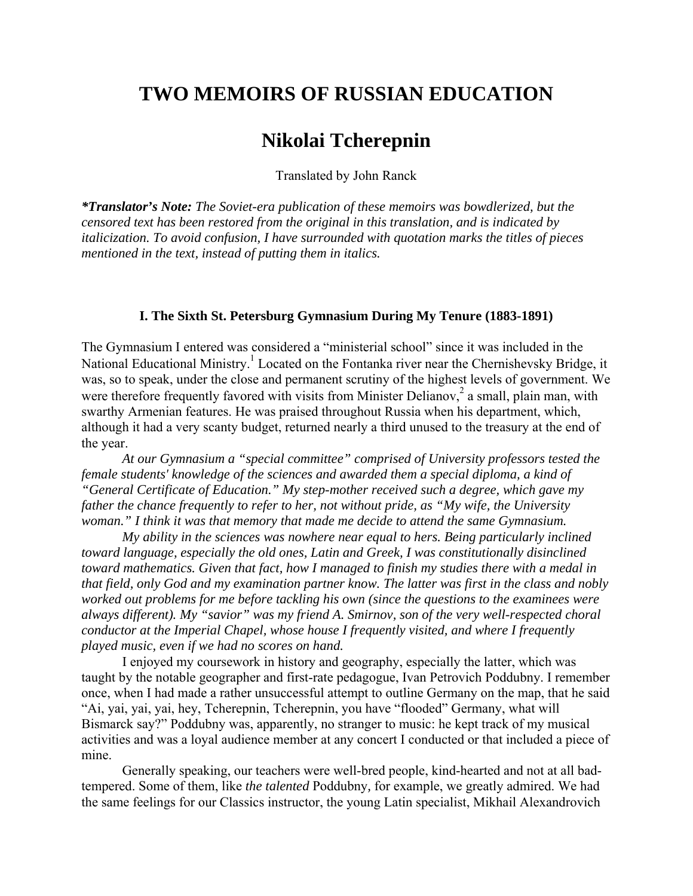# TWO MEMOIRS OF RUSSIAN EDUCATION

## Nikolai Tcherepnin

Translated by John Ranck

***Translator's Note:** The Soviet-era publication of these memoirs was bowdlerized, but the censored text has been restored from the original in this translation, and is indicated by italicization. To avoid confusion, I have surrounded with quotation marks the titles of pieces mentioned in the text, instead of putting them in italics.*

### I. The Sixth St. Petersburg Gymnasium During My Tenure (1883-1891)

The Gymnasium I entered was considered a "ministerial school" since it was included in the National Educational Ministry.[1] Located on the Fontanka river near the Chernishevsky Bridge, it was, so to speak, under the close and permanent scrutiny of the highest levels of government. We were therefore frequently favored with visits from Minister Delianov,[2] a small, plain man, with swarthy Armenian features. He was praised throughout Russia when his department, which, although it had a very scanty budget, returned nearly a third unused to the treasury at the end of the year.

*At our Gymnasium a "special committee" comprised of University professors tested the female students' knowledge of the sciences and awarded them a special diploma, a kind of "General Certificate of Education." My step-mother received such a degree, which gave my father the chance frequently to refer to her, not without pride, as "My wife, the University woman." I think it was that memory that made me decide to attend the same Gymnasium.*

*My ability in the sciences was nowhere near equal to hers. Being particularly inclined toward language, especially the old ones, Latin and Greek, I was constitutionally disinclined toward mathematics. Given that fact, how I managed to finish my studies there with a medal in that field, only God and my examination partner know. The latter was first in the class and nobly worked out problems for me before tackling his own (since the questions to the examinees were always different). My "savior" was my friend A. Smirnov, son of the very well-respected choral conductor at the Imperial Chapel, whose house I frequently visited, and where I frequently played music, even if we had no scores on hand.*

I enjoyed my coursework in history and geography, especially the latter, which was taught by the notable geographer and first-rate pedagogue, Ivan Petrovich Poddubny. I remember once, when I had made a rather unsuccessful attempt to outline Germany on the map, that he said "Ai, yai, yai, yai, hey, Tcherepnin, Tcherepnin, you have "flooded" Germany, what will Bismarck say?" Poddubny was, apparently, no stranger to music: he kept track of my musical activities and was a loyal audience member at any concert I conducted or that included a piece of mine.

Generally speaking, our teachers were well-bred people, kind-hearted and not at all bad-tempered. Some of them, like *the talented* Poddubny, for example, we greatly admired. We had the same feelings for our Classics instructor, the young Latin specialist, Mikhail Alexandrovich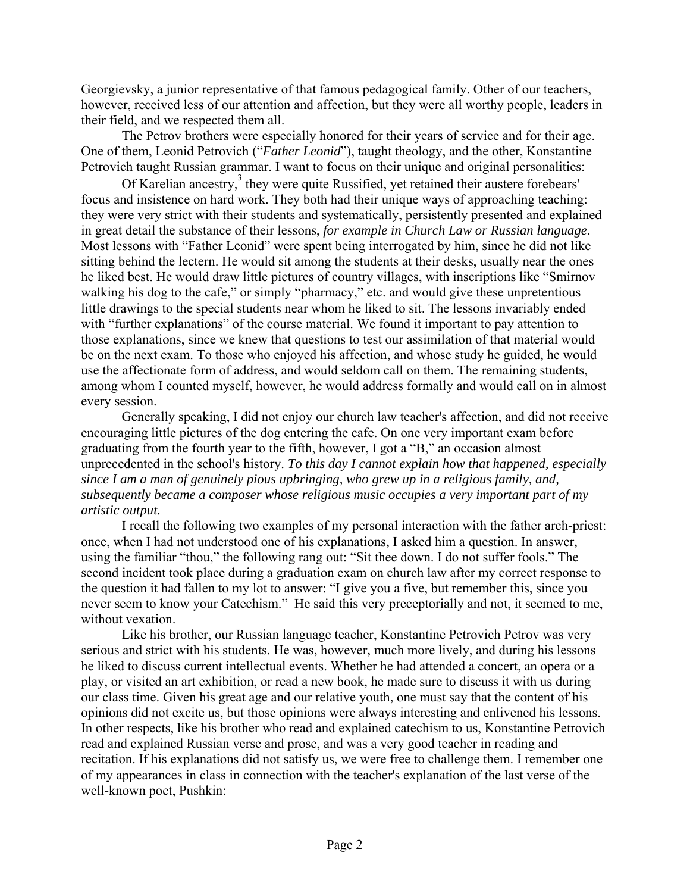Georgievsky, a junior representative of that famous pedagogical family. Other of our teachers, however, received less of our attention and affection, but they were all worthy people, leaders in their field, and we respected them all.

The Petrov brothers were especially honored for their years of service and for their age. One of them, Leonid Petrovich ("*Father Leonid*"), taught theology, and the other, Konstantine Petrovich taught Russian grammar. I want to focus on their unique and original personalities:

Of Karelian ancestry,[3] they were quite Russified, yet retained their austere forebears' focus and insistence on hard work. They both had their unique ways of approaching teaching: they were very strict with their students and systematically, persistently presented and explained in great detail the substance of their lessons, *for example in Church Law or Russian language*. Most lessons with "Father Leonid" were spent being interrogated by him, since he did not like sitting behind the lectern. He would sit among the students at their desks, usually near the ones he liked best. He would draw little pictures of country villages, with inscriptions like "Smirnov walking his dog to the cafe," or simply "pharmacy," etc. and would give these unpretentious little drawings to the special students near whom he liked to sit. The lessons invariably ended with "further explanations" of the course material. We found it important to pay attention to those explanations, since we knew that questions to test our assimilation of that material would be on the next exam. To those who enjoyed his affection, and whose study he guided, he would use the affectionate form of address, and would seldom call on them. The remaining students, among whom I counted myself, however, he would address formally and would call on in almost every session.

Generally speaking, I did not enjoy our church law teacher's affection, and did not receive encouraging little pictures of the dog entering the cafe. On one very important exam before graduating from the fourth year to the fifth, however, I got a "B," an occasion almost unprecedented in the school's history. *To this day I cannot explain how that happened, especially since I am a man of genuinely pious upbringing, who grew up in a religious family, and, subsequently became a composer whose religious music occupies a very important part of my artistic output.*

I recall the following two examples of my personal interaction with the father arch-priest: once, when I had not understood one of his explanations, I asked him a question. In answer, using the familiar "thou," the following rang out: "Sit thee down. I do not suffer fools." The second incident took place during a graduation exam on church law after my correct response to the question it had fallen to my lot to answer: "I give you a five, but remember this, since you never seem to know your Catechism." He said this very preceptorially and not, it seemed to me, without vexation.

Like his brother, our Russian language teacher, Konstantine Petrovich Petrov was very serious and strict with his students. He was, however, much more lively, and during his lessons he liked to discuss current intellectual events. Whether he had attended a concert, an opera or a play, or visited an art exhibition, or read a new book, he made sure to discuss it with us during our class time. Given his great age and our relative youth, one must say that the content of his opinions did not excite us, but those opinions were always interesting and enlivened his lessons. In other respects, like his brother who read and explained catechism to us, Konstantine Petrovich read and explained Russian verse and prose, and was a very good teacher in reading and recitation. If his explanations did not satisfy us, we were free to challenge them. I remember one of my appearances in class in connection with the teacher's explanation of the last verse of the well-known poet, Pushkin: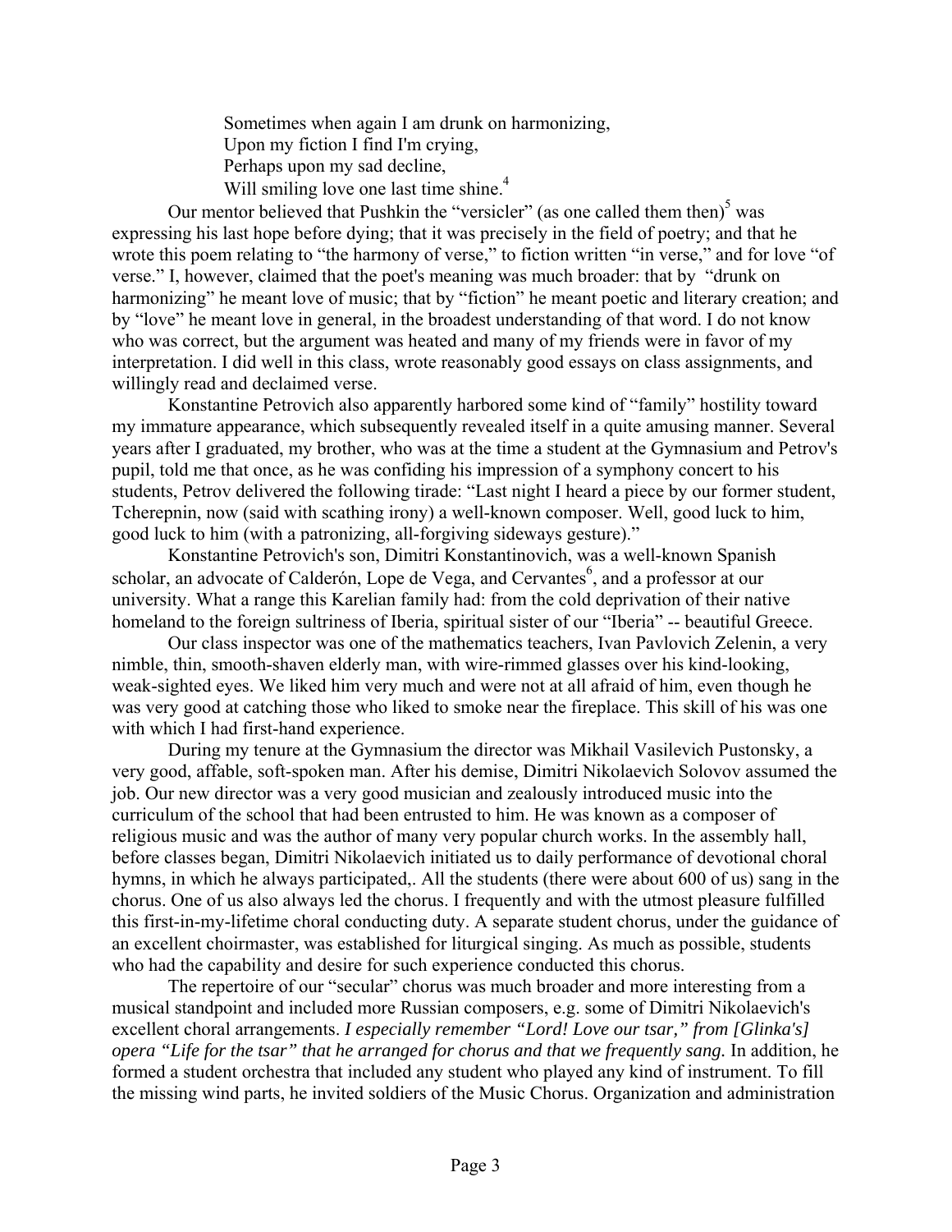Sometimes when again I am drunk on harmonizing,
Upon my fiction I find I'm crying,
Perhaps upon my sad decline,
Will smiling love one last time shine.[4]

Our mentor believed that Pushkin the "versicler" (as one called them then)[5] was expressing his last hope before dying; that it was precisely in the field of poetry; and that he wrote this poem relating to "the harmony of verse," to fiction written "in verse," and for love "of verse." I, however, claimed that the poet's meaning was much broader: that by "drunk on harmonizing" he meant love of music; that by "fiction" he meant poetic and literary creation; and by "love" he meant love in general, in the broadest understanding of that word. I do not know who was correct, but the argument was heated and many of my friends were in favor of my interpretation. I did well in this class, wrote reasonably good essays on class assignments, and willingly read and declaimed verse.

Konstantine Petrovich also apparently harbored some kind of "family" hostility toward my immature appearance, which subsequently revealed itself in a quite amusing manner. Several years after I graduated, my brother, who was at the time a student at the Gymnasium and Petrov's pupil, told me that once, as he was confiding his impression of a symphony concert to his students, Petrov delivered the following tirade: "Last night I heard a piece by our former student, Tcherepnin, now (said with scathing irony) a well-known composer. Well, good luck to him, good luck to him (with a patronizing, all-forgiving sideways gesture)."

Konstantine Petrovich's son, Dimitri Konstantinovich, was a well-known Spanish scholar, an advocate of Calderón, Lope de Vega, and Cervantes[6], and a professor at our university. What a range this Karelian family had: from the cold deprivation of their native homeland to the foreign sultriness of Iberia, spiritual sister of our "Iberia" -- beautiful Greece.

Our class inspector was one of the mathematics teachers, Ivan Pavlovich Zelenin, a very nimble, thin, smooth-shaven elderly man, with wire-rimmed glasses over his kind-looking, weak-sighted eyes. We liked him very much and were not at all afraid of him, even though he was very good at catching those who liked to smoke near the fireplace. This skill of his was one with which I had first-hand experience.

During my tenure at the Gymnasium the director was Mikhail Vasilevich Pustonsky, a very good, affable, soft-spoken man. After his demise, Dimitri Nikolaevich Solovov assumed the job. Our new director was a very good musician and zealously introduced music into the curriculum of the school that had been entrusted to him. He was known as a composer of religious music and was the author of many very popular church works. In the assembly hall, before classes began, Dimitri Nikolaevich initiated us to daily performance of devotional choral hymns, in which he always participated,. All the students (there were about 600 of us) sang in the chorus. One of us also always led the chorus. I frequently and with the utmost pleasure fulfilled this first-in-my-lifetime choral conducting duty. A separate student chorus, under the guidance of an excellent choirmaster, was established for liturgical singing. As much as possible, students who had the capability and desire for such experience conducted this chorus.

The repertoire of our "secular" chorus was much broader and more interesting from a musical standpoint and included more Russian composers, e.g. some of Dimitri Nikolaevich's excellent choral arrangements. *I especially remember "Lord! Love our tsar," from [Glinka's] opera "Life for the tsar" that he arranged for chorus and that we frequently sang.* In addition, he formed a student orchestra that included any student who played any kind of instrument. To fill the missing wind parts, he invited soldiers of the Music Chorus. Organization and administration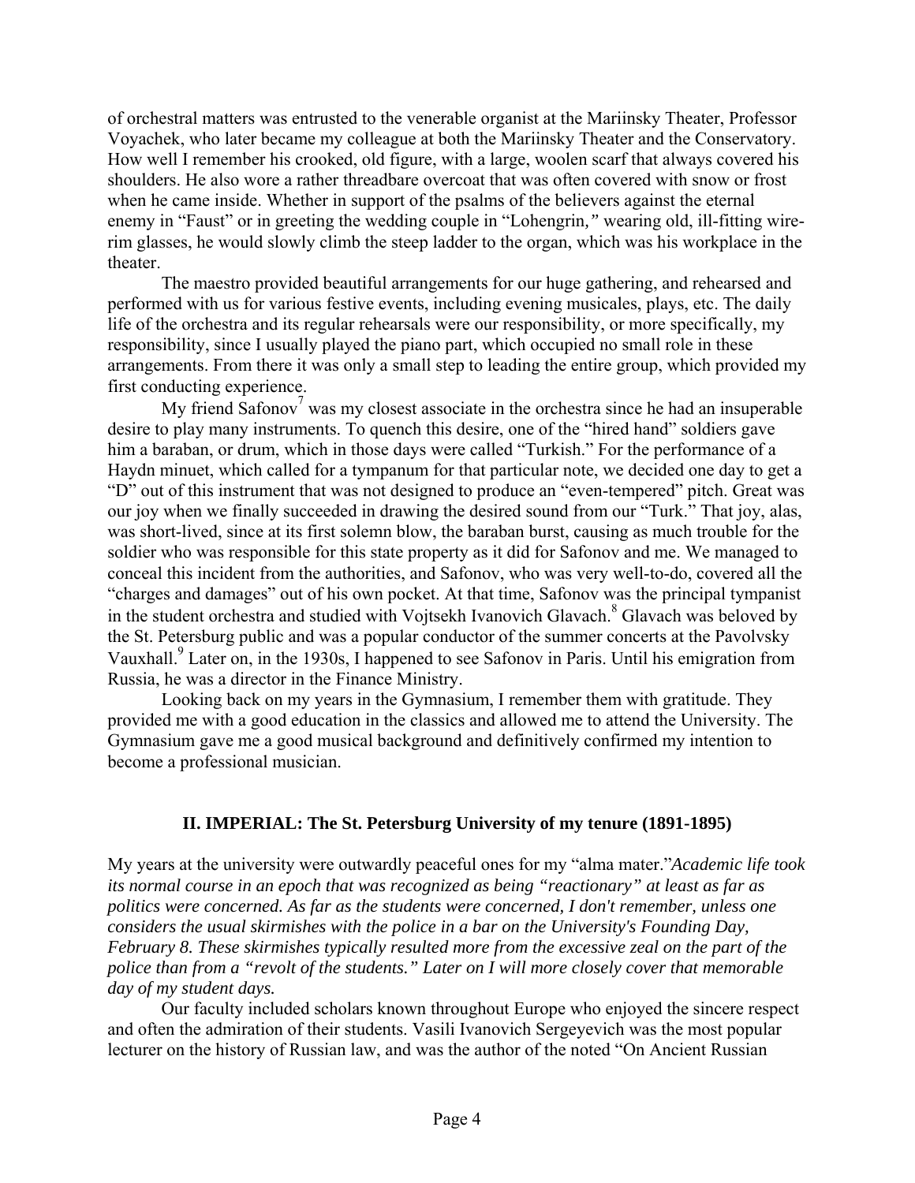of orchestral matters was entrusted to the venerable organist at the Mariinsky Theater, Professor Voyachek, who later became my colleague at both the Mariinsky Theater and the Conservatory. How well I remember his crooked, old figure, with a large, woolen scarf that always covered his shoulders. He also wore a rather threadbare overcoat that was often covered with snow or frost when he came inside. Whether in support of the psalms of the believers against the eternal enemy in "Faust" or in greeting the wedding couple in "Lohengrin*,*" wearing old, ill-fitting wire-rim glasses, he would slowly climb the steep ladder to the organ, which was his workplace in the theater.

The maestro provided beautiful arrangements for our huge gathering, and rehearsed and performed with us for various festive events, including evening musicales, plays, etc. The daily life of the orchestra and its regular rehearsals were our responsibility, or more specifically, my responsibility, since I usually played the piano part, which occupied no small role in these arrangements. From there it was only a small step to leading the entire group, which provided my first conducting experience.

My friend Safonov[7] was my closest associate in the orchestra since he had an insuperable desire to play many instruments. To quench this desire, one of the "hired hand" soldiers gave him a baraban, or drum, which in those days were called "Turkish." For the performance of a Haydn minuet, which called for a tympanum for that particular note, we decided one day to get a "D" out of this instrument that was not designed to produce an "even-tempered" pitch. Great was our joy when we finally succeeded in drawing the desired sound from our "Turk." That joy, alas, was short-lived, since at its first solemn blow, the baraban burst, causing as much trouble for the soldier who was responsible for this state property as it did for Safonov and me. We managed to conceal this incident from the authorities, and Safonov, who was very well-to-do, covered all the "charges and damages" out of his own pocket. At that time, Safonov was the principal tympanist in the student orchestra and studied with Vojtsekh Ivanovich Glavach.[8] Glavach was beloved by the St. Petersburg public and was a popular conductor of the summer concerts at the Pavolvsky Vauxhall.[9] Later on, in the 1930s, I happened to see Safonov in Paris. Until his emigration from Russia, he was a director in the Finance Ministry.

Looking back on my years in the Gymnasium, I remember them with gratitude. They provided me with a good education in the classics and allowed me to attend the University. The Gymnasium gave me a good musical background and definitively confirmed my intention to become a professional musician.

## II. IMPERIAL: The St. Petersburg University of my tenure (1891-1895)

My years at the university were outwardly peaceful ones for my "alma mater."*Academic life took its normal course in an epoch that was recognized as being "reactionary" at least as far as politics were concerned. As far as the students were concerned, I don't remember, unless one considers the usual skirmishes with the police in a bar on the University's Founding Day, February 8. These skirmishes typically resulted more from the excessive zeal on the part of the police than from a "revolt of the students." Later on I will more closely cover that memorable day of my student days.*

Our faculty included scholars known throughout Europe who enjoyed the sincere respect and often the admiration of their students. Vasili Ivanovich Sergeyevich was the most popular lecturer on the history of Russian law, and was the author of the noted "On Ancient Russian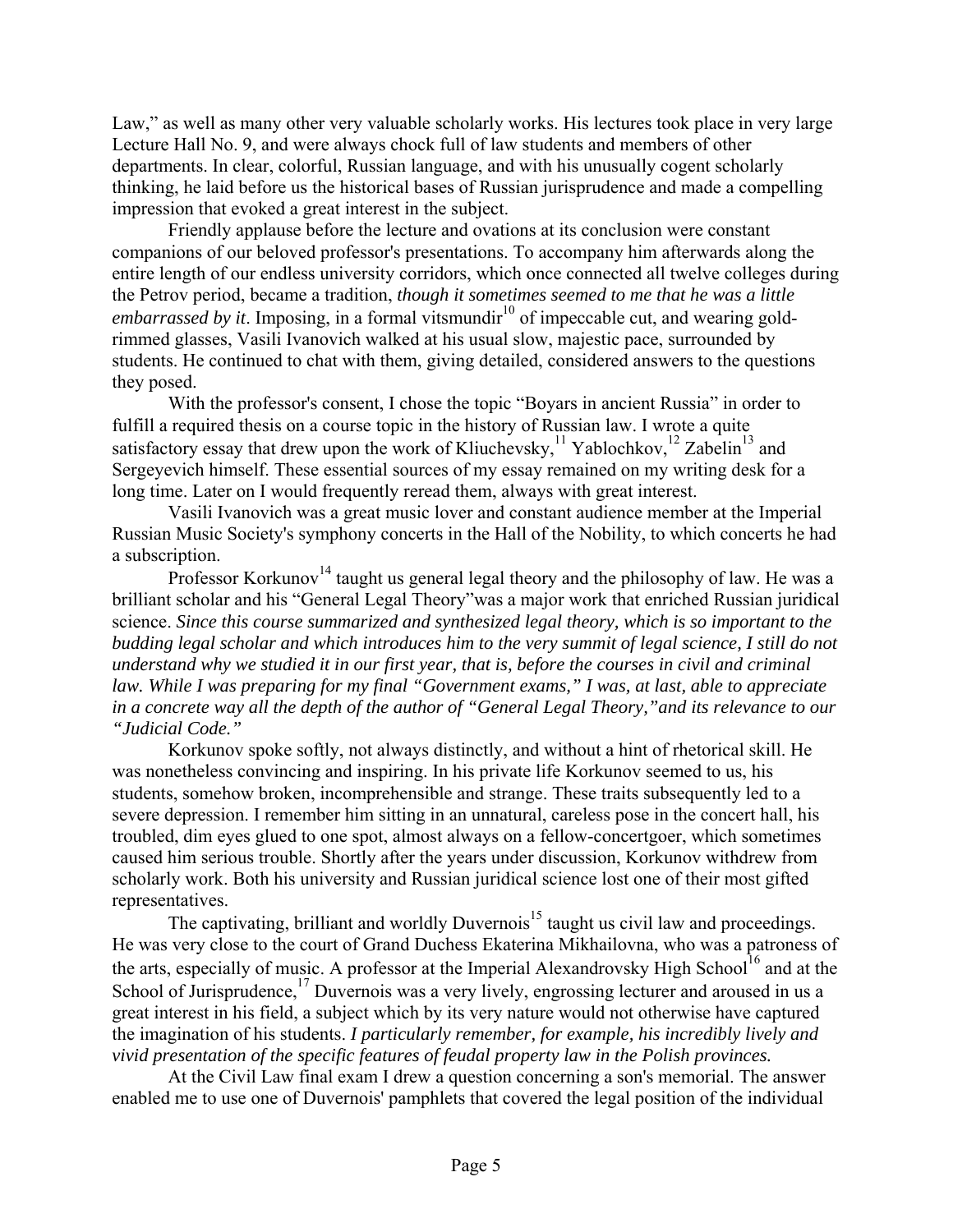Law," as well as many other very valuable scholarly works. His lectures took place in very large Lecture Hall No. 9, and were always chock full of law students and members of other departments. In clear, colorful, Russian language, and with his unusually cogent scholarly thinking, he laid before us the historical bases of Russian jurisprudence and made a compelling impression that evoked a great interest in the subject.

Friendly applause before the lecture and ovations at its conclusion were constant companions of our beloved professor's presentations. To accompany him afterwards along the entire length of our endless university corridors, which once connected all twelve colleges during the Petrov period, became a tradition, *though it sometimes seemed to me that he was a little embarrassed by it*. Imposing, in a formal vitsmundir[10] of impeccable cut, and wearing gold-rimmed glasses, Vasili Ivanovich walked at his usual slow, majestic pace, surrounded by students. He continued to chat with them, giving detailed, considered answers to the questions they posed.

With the professor's consent, I chose the topic "Boyars in ancient Russia" in order to fulfill a required thesis on a course topic in the history of Russian law. I wrote a quite satisfactory essay that drew upon the work of Kliuchevsky,[11] Yablochkov,[12] Zabelin[13] and Sergeyevich himself. These essential sources of my essay remained on my writing desk for a long time. Later on I would frequently reread them, always with great interest.

Vasili Ivanovich was a great music lover and constant audience member at the Imperial Russian Music Society's symphony concerts in the Hall of the Nobility, to which concerts he had a subscription.

Professor Korkunov[14] taught us general legal theory and the philosophy of law. He was a brilliant scholar and his "General Legal Theory"was a major work that enriched Russian juridical science. *Since this course summarized and synthesized legal theory, which is so important to the budding legal scholar and which introduces him to the very summit of legal science, I still do not understand why we studied it in our first year, that is, before the courses in civil and criminal law. While I was preparing for my final "Government exams," I was, at last, able to appreciate in a concrete way all the depth of the author of "General Legal Theory,"and its relevance to our "Judicial Code."*

Korkunov spoke softly, not always distinctly, and without a hint of rhetorical skill. He was nonetheless convincing and inspiring. In his private life Korkunov seemed to us, his students, somehow broken, incomprehensible and strange. These traits subsequently led to a severe depression. I remember him sitting in an unnatural, careless pose in the concert hall, his troubled, dim eyes glued to one spot, almost always on a fellow-concertgoer, which sometimes caused him serious trouble. Shortly after the years under discussion, Korkunov withdrew from scholarly work. Both his university and Russian juridical science lost one of their most gifted representatives.

The captivating, brilliant and worldly Duvernois[15] taught us civil law and proceedings. He was very close to the court of Grand Duchess Ekaterina Mikhailovna, who was a patroness of the arts, especially of music. A professor at the Imperial Alexandrovsky High School[16] and at the School of Jurisprudence,[17] Duvernois was a very lively, engrossing lecturer and aroused in us a great interest in his field, a subject which by its very nature would not otherwise have captured the imagination of his students. *I particularly remember, for example, his incredibly lively and vivid presentation of the specific features of feudal property law in the Polish provinces.*

At the Civil Law final exam I drew a question concerning a son's memorial. The answer enabled me to use one of Duvernois' pamphlets that covered the legal position of the individual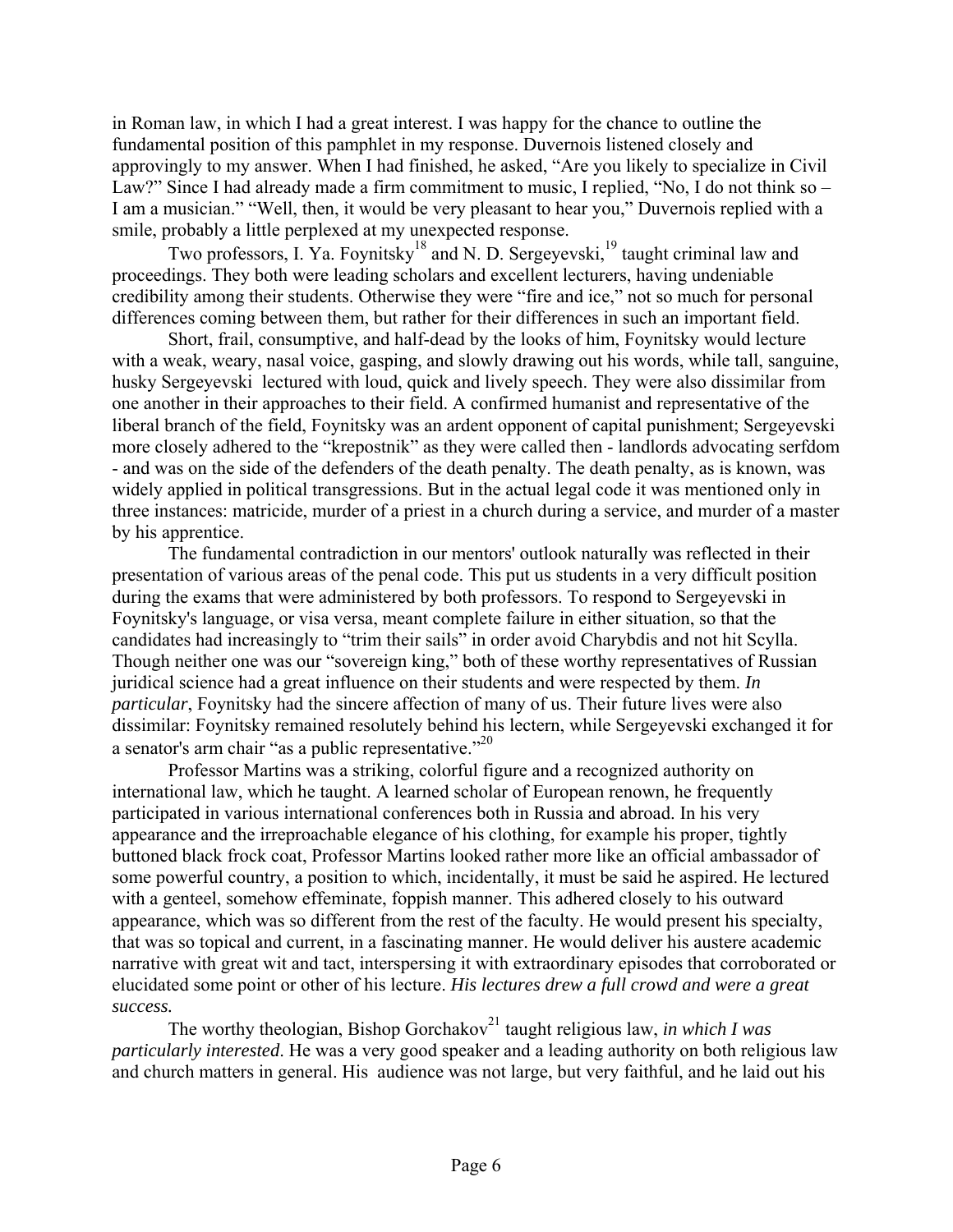in Roman law, in which I had a great interest. I was happy for the chance to outline the fundamental position of this pamphlet in my response. Duvernois listened closely and approvingly to my answer. When I had finished, he asked, "Are you likely to specialize in Civil Law?" Since I had already made a firm commitment to music, I replied, "No, I do not think so – I am a musician." "Well, then, it would be very pleasant to hear you," Duvernois replied with a smile, probably a little perplexed at my unexpected response.

Two professors, I. Ya. Foynitsky[18] and N. D. Sergeyevski,[19] taught criminal law and proceedings. They both were leading scholars and excellent lecturers, having undeniable credibility among their students. Otherwise they were "fire and ice," not so much for personal differences coming between them, but rather for their differences in such an important field.

Short, frail, consumptive, and half-dead by the looks of him, Foynitsky would lecture with a weak, weary, nasal voice, gasping, and slowly drawing out his words, while tall, sanguine, husky Sergeyevski lectured with loud, quick and lively speech. They were also dissimilar from one another in their approaches to their field. A confirmed humanist and representative of the liberal branch of the field, Foynitsky was an ardent opponent of capital punishment; Sergeyevski more closely adhered to the "krepostnik" as they were called then - landlords advocating serfdom - and was on the side of the defenders of the death penalty. The death penalty, as is known, was widely applied in political transgressions. But in the actual legal code it was mentioned only in three instances: matricide, murder of a priest in a church during a service, and murder of a master by his apprentice.

The fundamental contradiction in our mentors' outlook naturally was reflected in their presentation of various areas of the penal code. This put us students in a very difficult position during the exams that were administered by both professors. To respond to Sergeyevski in Foynitsky's language, or visa versa, meant complete failure in either situation, so that the candidates had increasingly to "trim their sails" in order avoid Charybdis and not hit Scylla. Though neither one was our "sovereign king," both of these worthy representatives of Russian juridical science had a great influence on their students and were respected by them. *In particular*, Foynitsky had the sincere affection of many of us. Their future lives were also dissimilar: Foynitsky remained resolutely behind his lectern, while Sergeyevski exchanged it for a senator's arm chair "as a public representative."[20]

Professor Martins was a striking, colorful figure and a recognized authority on international law, which he taught. A learned scholar of European renown, he frequently participated in various international conferences both in Russia and abroad. In his very appearance and the irreproachable elegance of his clothing, for example his proper, tightly buttoned black frock coat, Professor Martins looked rather more like an official ambassador of some powerful country, a position to which, incidentally, it must be said he aspired. He lectured with a genteel, somehow effeminate, foppish manner. This adhered closely to his outward appearance, which was so different from the rest of the faculty. He would present his specialty, that was so topical and current, in a fascinating manner. He would deliver his austere academic narrative with great wit and tact, interspersing it with extraordinary episodes that corroborated or elucidated some point or other of his lecture. *His lectures drew a full crowd and were a great success.*

The worthy theologian, Bishop Gorchakov[21] taught religious law, *in which I was particularly interested*. He was a very good speaker and a leading authority on both religious law and church matters in general. His audience was not large, but very faithful, and he laid out his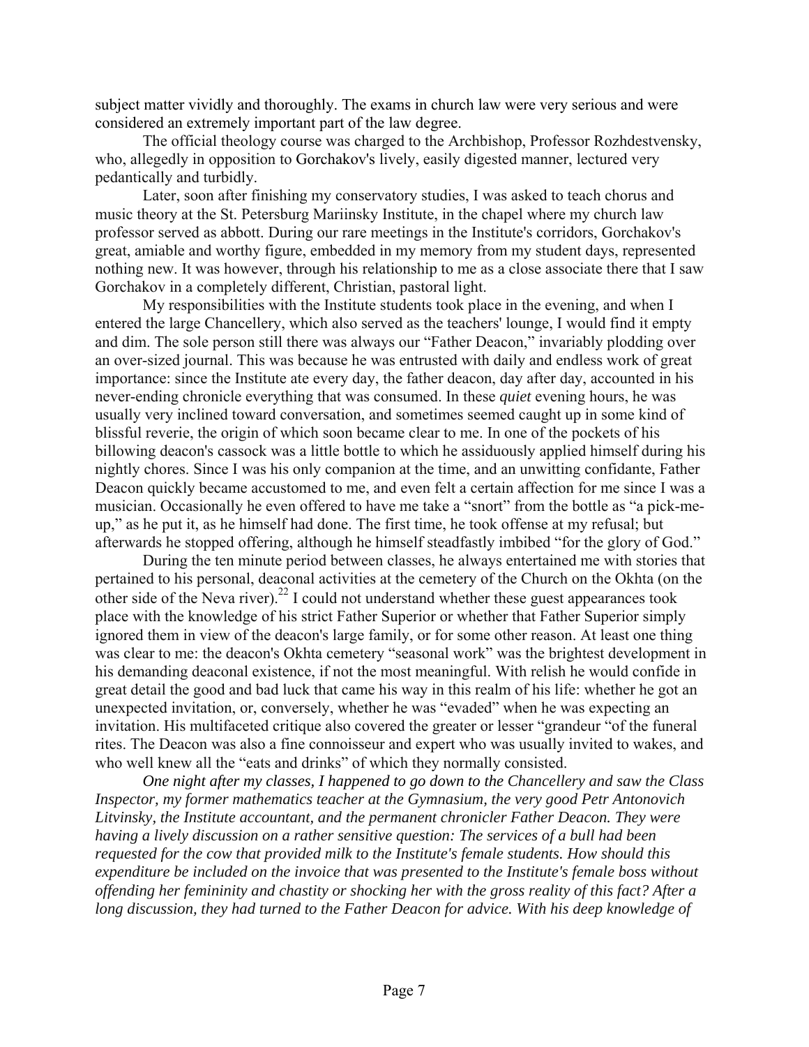subject matter vividly and thoroughly. The exams in church law were very serious and were considered an extremely important part of the law degree.

The official theology course was charged to the Archbishop, Professor Rozhdestvensky, who, allegedly in opposition to Gorchakov's lively, easily digested manner, lectured very pedantically and turbidly.

Later, soon after finishing my conservatory studies, I was asked to teach chorus and music theory at the St. Petersburg Mariinsky Institute, in the chapel where my church law professor served as abbott. During our rare meetings in the Institute's corridors, Gorchakov's great, amiable and worthy figure, embedded in my memory from my student days, represented nothing new. It was however, through his relationship to me as a close associate there that I saw Gorchakov in a completely different, Christian, pastoral light.

My responsibilities with the Institute students took place in the evening, and when I entered the large Chancellery, which also served as the teachers' lounge, I would find it empty and dim. The sole person still there was always our "Father Deacon," invariably plodding over an over-sized journal. This was because he was entrusted with daily and endless work of great importance: since the Institute ate every day, the father deacon, day after day, accounted in his never-ending chronicle everything that was consumed. In these *quiet* evening hours, he was usually very inclined toward conversation, and sometimes seemed caught up in some kind of blissful reverie, the origin of which soon became clear to me. In one of the pockets of his billowing deacon's cassock was a little bottle to which he assiduously applied himself during his nightly chores. Since I was his only companion at the time, and an unwitting confidante, Father Deacon quickly became accustomed to me, and even felt a certain affection for me since I was a musician. Occasionally he even offered to have me take a "snort" from the bottle as "a pick-me-up," as he put it, as he himself had done. The first time, he took offense at my refusal; but afterwards he stopped offering, although he himself steadfastly imbibed "for the glory of God."

During the ten minute period between classes, he always entertained me with stories that pertained to his personal, deaconal activities at the cemetery of the Church on the Okhta (on the other side of the Neva river).[22] I could not understand whether these guest appearances took place with the knowledge of his strict Father Superior or whether that Father Superior simply ignored them in view of the deacon's large family, or for some other reason. At least one thing was clear to me: the deacon's Okhta cemetery "seasonal work" was the brightest development in his demanding deaconal existence, if not the most meaningful. With relish he would confide in great detail the good and bad luck that came his way in this realm of his life: whether he got an unexpected invitation, or, conversely, whether he was "evaded" when he was expecting an invitation. His multifaceted critique also covered the greater or lesser "grandeur "of the funeral rites. The Deacon was also a fine connoisseur and expert who was usually invited to wakes, and who well knew all the "eats and drinks" of which they normally consisted.

*One night after my classes, I happened to go down to the Chancellery and saw the Class Inspector, my former mathematics teacher at the Gymnasium, the very good Petr Antonovich Litvinsky, the Institute accountant, and the permanent chronicler Father Deacon. They were having a lively discussion on a rather sensitive question: The services of a bull had been requested for the cow that provided milk to the Institute's female students. How should this expenditure be included on the invoice that was presented to the Institute's female boss without offending her femininity and chastity or shocking her with the gross reality of this fact? After a long discussion, they had turned to the Father Deacon for advice. With his deep knowledge of*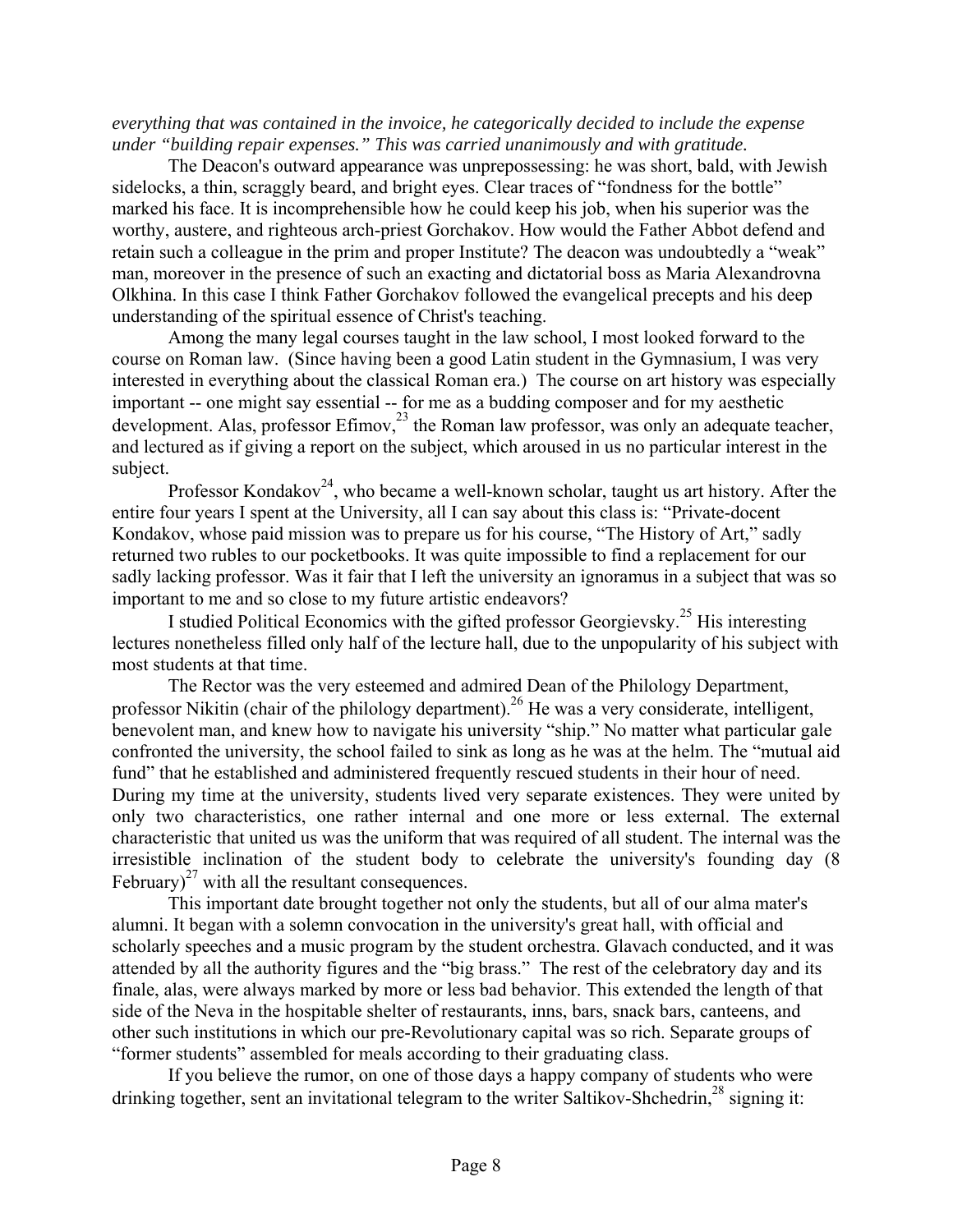*everything that was contained in the invoice, he categorically decided to include the expense under "building repair expenses." This was carried unanimously and with gratitude.*

The Deacon's outward appearance was unprepossessing: he was short, bald, with Jewish sidelocks, a thin, scraggly beard, and bright eyes. Clear traces of "fondness for the bottle" marked his face. It is incomprehensible how he could keep his job, when his superior was the worthy, austere, and righteous arch-priest Gorchakov. How would the Father Abbot defend and retain such a colleague in the prim and proper Institute? The deacon was undoubtedly a "weak" man, moreover in the presence of such an exacting and dictatorial boss as Maria Alexandrovna Olkhina. In this case I think Father Gorchakov followed the evangelical precepts and his deep understanding of the spiritual essence of Christ's teaching.

Among the many legal courses taught in the law school, I most looked forward to the course on Roman law. (Since having been a good Latin student in the Gymnasium, I was very interested in everything about the classical Roman era.) The course on art history was especially important -- one might say essential -- for me as a budding composer and for my aesthetic development. Alas, professor Efimov,[23] the Roman law professor, was only an adequate teacher, and lectured as if giving a report on the subject, which aroused in us no particular interest in the subject.

Professor Kondakov[24], who became a well-known scholar, taught us art history. After the entire four years I spent at the University, all I can say about this class is: "Private-docent Kondakov, whose paid mission was to prepare us for his course, "The History of Art," sadly returned two rubles to our pocketbooks. It was quite impossible to find a replacement for our sadly lacking professor. Was it fair that I left the university an ignoramus in a subject that was so important to me and so close to my future artistic endeavors?

I studied Political Economics with the gifted professor Georgievsky.[25] His interesting lectures nonetheless filled only half of the lecture hall, due to the unpopularity of his subject with most students at that time.

The Rector was the very esteemed and admired Dean of the Philology Department, professor Nikitin (chair of the philology department).[26] He was a very considerate, intelligent, benevolent man, and knew how to navigate his university "ship." No matter what particular gale confronted the university, the school failed to sink as long as he was at the helm. The "mutual aid fund" that he established and administered frequently rescued students in their hour of need. During my time at the university, students lived very separate existences. They were united by only two characteristics, one rather internal and one more or less external. The external characteristic that united us was the uniform that was required of all student. The internal was the irresistible inclination of the student body to celebrate the university's founding day (8 February)[27] with all the resultant consequences.

This important date brought together not only the students, but all of our alma mater's alumni. It began with a solemn convocation in the university's great hall, with official and scholarly speeches and a music program by the student orchestra. Glavach conducted, and it was attended by all the authority figures and the "big brass." The rest of the celebratory day and its finale, alas, were always marked by more or less bad behavior. This extended the length of that side of the Neva in the hospitable shelter of restaurants, inns, bars, snack bars, canteens, and other such institutions in which our pre-Revolutionary capital was so rich. Separate groups of "former students" assembled for meals according to their graduating class.

If you believe the rumor, on one of those days a happy company of students who were drinking together, sent an invitational telegram to the writer Saltikov-Shchedrin,[28] signing it: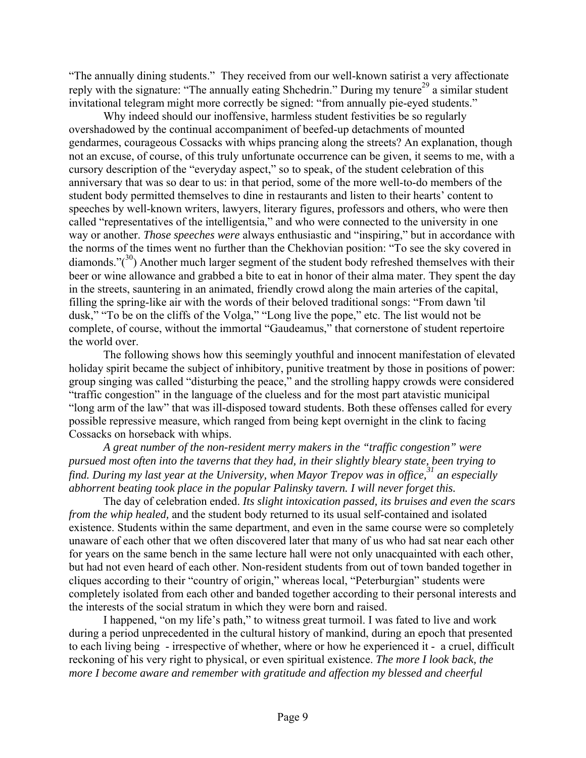"The annually dining students." They received from our well-known satirist a very affectionate reply with the signature: "The annually eating Shchedrin." During my tenure[29] a similar student invitational telegram might more correctly be signed: "from annually pie-eyed students."

Why indeed should our inoffensive, harmless student festivities be so regularly overshadowed by the continual accompaniment of beefed-up detachments of mounted gendarmes, courageous Cossacks with whips prancing along the streets? An explanation, though not an excuse, of course, of this truly unfortunate occurrence can be given, it seems to me, with a cursory description of the "everyday aspect," so to speak, of the student celebration of this anniversary that was so dear to us: in that period, some of the more well-to-do members of the student body permitted themselves to dine in restaurants and listen to their hearts' content to speeches by well-known writers, lawyers, literary figures, professors and others, who were then called "representatives of the intelligentsia," and who were connected to the university in one way or another. *Those speeches were* always enthusiastic and "inspiring," but in accordance with the norms of the times went no further than the Chekhovian position: "To see the sky covered in diamonds."([30]) Another much larger segment of the student body refreshed themselves with their beer or wine allowance and grabbed a bite to eat in honor of their alma mater. They spent the day in the streets, sauntering in an animated, friendly crowd along the main arteries of the capital, filling the spring-like air with the words of their beloved traditional songs: "From dawn 'til dusk," "To be on the cliffs of the Volga," "Long live the pope," etc. The list would not be complete, of course, without the immortal "Gaudeamus," that cornerstone of student repertoire the world over.

The following shows how this seemingly youthful and innocent manifestation of elevated holiday spirit became the subject of inhibitory, punitive treatment by those in positions of power: group singing was called "disturbing the peace," and the strolling happy crowds were considered "traffic congestion" in the language of the clueless and for the most part atavistic municipal "long arm of the law" that was ill-disposed toward students. Both these offenses called for every possible repressive measure, which ranged from being kept overnight in the clink to facing Cossacks on horseback with whips.

*A great number of the non-resident merry makers in the "traffic congestion" were pursued most often into the taverns that they had, in their slightly bleary state, been trying to find. During my last year at the University, when Mayor Trepov was in office,[31] an especially abhorrent beating took place in the popular Palinsky tavern. I will never forget this.*

The day of celebration ended. *Its slight intoxication passed, its bruises and even the scars from the whip healed,* and the student body returned to its usual self-contained and isolated existence. Students within the same department, and even in the same course were so completely unaware of each other that we often discovered later that many of us who had sat near each other for years on the same bench in the same lecture hall were not only unacquainted with each other, but had not even heard of each other. Non-resident students from out of town banded together in cliques according to their "country of origin," whereas local, "Peterburgian" students were completely isolated from each other and banded together according to their personal interests and the interests of the social stratum in which they were born and raised.

I happened, "on my life's path," to witness great turmoil. I was fated to live and work during a period unprecedented in the cultural history of mankind, during an epoch that presented to each living being - irrespective of whether, where or how he experienced it - a cruel, difficult reckoning of his very right to physical, or even spiritual existence. *The more I look back, the more I become aware and remember with gratitude and affection my blessed and cheerful*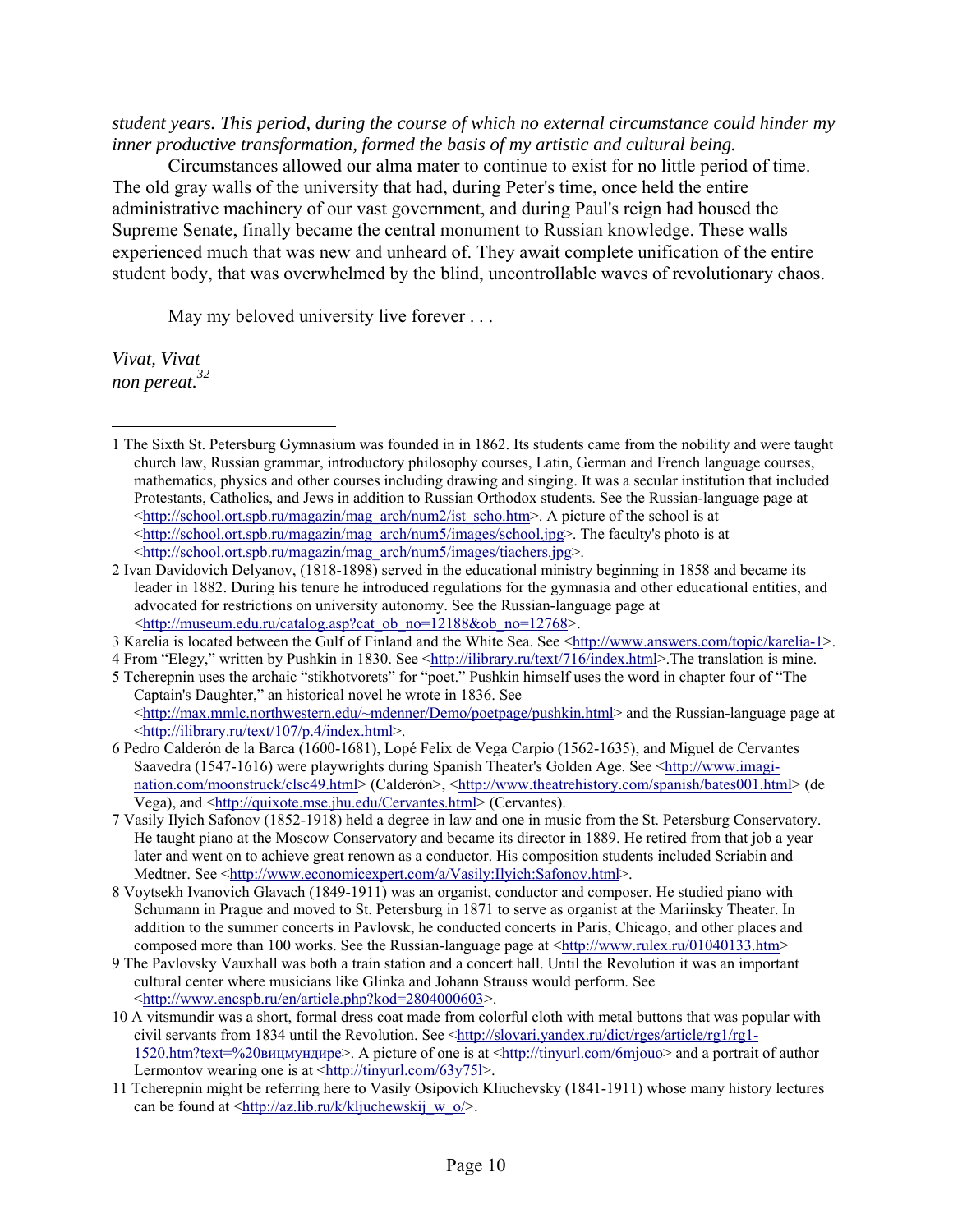*student years. This period, during the course of which no external circumstance could hinder my inner productive transformation, formed the basis of my artistic and cultural being.*

Circumstances allowed our alma mater to continue to exist for no little period of time. The old gray walls of the university that had, during Peter's time, once held the entire administrative machinery of our vast government, and during Paul's reign had housed the Supreme Senate, finally became the central monument to Russian knowledge. These walls experienced much that was new and unheard of. They await complete unification of the entire student body, that was overwhelmed by the blind, uncontrollable waves of revolutionary chaos.

May my beloved university live forever . . .

*Vivat, Vivat*
*non pereat.*[32]

---

1 The Sixth St. Petersburg Gymnasium was founded in in 1862. Its students came from the nobility and were taught church law, Russian grammar, introductory philosophy courses, Latin, German and French language courses, mathematics, physics and other courses including drawing and singing. It was a secular institution that included Protestants, Catholics, and Jews in addition to Russian Orthodox students. See the Russian-language page at <http://school.ort.spb.ru/magazin/mag_arch/num2/ist_scho.htm>. A picture of the school is at <http://school.ort.spb.ru/magazin/mag_arch/num5/images/school.jpg>. The faculty's photo is at <http://school.ort.spb.ru/magazin/mag_arch/num5/images/tiachers.jpg>.

2 Ivan Davidovich Delyanov, (1818-1898) served in the educational ministry beginning in 1858 and became its leader in 1882. During his tenure he introduced regulations for the gymnasia and other educational entities, and advocated for restrictions on university autonomy. See the Russian-language page at <http://museum.edu.ru/catalog.asp?cat_ob_no=12188&ob_no=12768>.

3 Karelia is located between the Gulf of Finland and the White Sea. See <http://www.answers.com/topic/karelia-1>.

4 From "Elegy," written by Pushkin in 1830. See <http://ilibrary.ru/text/716/index.html>.The translation is mine.

5 Tcherepnin uses the archaic "stikhotvorets" for "poet." Pushkin himself uses the word in chapter four of "The Captain's Daughter," an historical novel he wrote in 1836. See <http://max.mmlc.northwestern.edu/~mdenner/Demo/poetpage/pushkin.html> and the Russian-language page at <http://ilibrary.ru/text/107/p.4/index.html>.

6 Pedro Calderón de la Barca (1600-1681), Lopé Felix de Vega Carpio (1562-1635), and Miguel de Cervantes Saavedra (1547-1616) were playwrights during Spanish Theater's Golden Age. See <http://www.imagi-nation.com/moonstruck/clsc49.html> (Calderón>, <http://www.theatrehistory.com/spanish/bates001.html> (de Vega), and <http://quixote.mse.jhu.edu/Cervantes.html> (Cervantes).

7 Vasily Ilyich Safonov (1852-1918) held a degree in law and one in music from the St. Petersburg Conservatory. He taught piano at the Moscow Conservatory and became its director in 1889. He retired from that job a year later and went on to achieve great renown as a conductor. His composition students included Scriabin and Medtner. See <http://www.economicexpert.com/a/Vasily:Ilyich:Safonov.html>.

8 Voytsekh Ivanovich Glavach (1849-1911) was an organist, conductor and composer. He studied piano with Schumann in Prague and moved to St. Petersburg in 1871 to serve as organist at the Mariinsky Theater. In addition to the summer concerts in Pavlovsk, he conducted concerts in Paris, Chicago, and other places and composed more than 100 works. See the Russian-language page at <http://www.rulex.ru/01040133.htm>

9 The Pavlovsky Vauxhall was both a train station and a concert hall. Until the Revolution it was an important cultural center where musicians like Glinka and Johann Strauss would perform. See <http://www.encspb.ru/en/article.php?kod=2804000603>.

10 A vitsmundir was a short, formal dress coat made from colorful cloth with metal buttons that was popular with civil servants from 1834 until the Revolution. See <http://slovari.yandex.ru/dict/rges/article/rg1/rg1-1520.htm?text=%20вицмундире>. A picture of one is at <http://tinyurl.com/6mjouo> and a portrait of author Lermontov wearing one is at <http://tinyurl.com/63y75l>.

11 Tcherepnin might be referring here to Vasily Osipovich Kliuchevsky (1841-1911) whose many history lectures can be found at <http://az.lib.ru/k/kljuchewskij_w_o/>.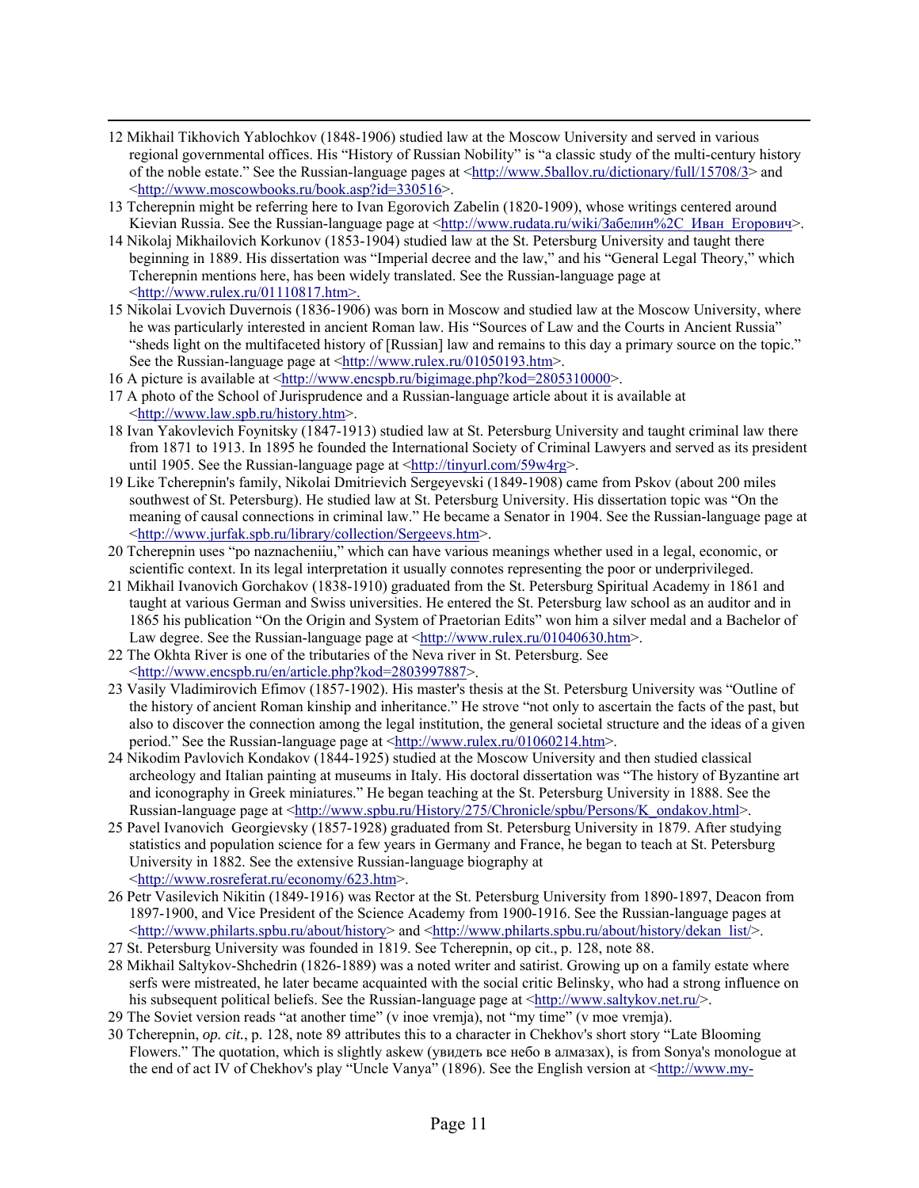12 Mikhail Tikhovich Yablochkov (1848-1906) studied law at the Moscow University and served in various regional governmental offices. His "History of Russian Nobility" is "a classic study of the multi-century history of the noble estate." See the Russian-language pages at <http://www.5ballov.ru/dictionary/full/15708/3> and <http://www.moscowbooks.ru/book.asp?id=330516>.

13 Tcherepnin might be referring here to Ivan Egorovich Zabelin (1820-1909), whose writings centered around Kievian Russia. See the Russian-language page at <http://www.rudata.ru/wiki/Забелин%2C_Иван_Егорович>.

14 Nikolaj Mikhailovich Korkunov (1853-1904) studied law at the St. Petersburg University and taught there beginning in 1889. His dissertation was "Imperial decree and the law," and his "General Legal Theory," which Tcherepnin mentions here, has been widely translated. See the Russian-language page at <http://www.rulex.ru/01110817.htm>.

15 Nikolai Lvovich Duvernois (1836-1906) was born in Moscow and studied law at the Moscow University, where he was particularly interested in ancient Roman law. His "Sources of Law and the Courts in Ancient Russia" "sheds light on the multifaceted history of [Russian] law and remains to this day a primary source on the topic." See the Russian-language page at <http://www.rulex.ru/01050193.htm>.

16 A picture is available at <http://www.encspb.ru/bigimage.php?kod=2805310000>.

17 A photo of the School of Jurisprudence and a Russian-language article about it is available at <http://www.law.spb.ru/history.htm>.

18 Ivan Yakovlevich Foynitsky (1847-1913) studied law at St. Petersburg University and taught criminal law there from 1871 to 1913. In 1895 he founded the International Society of Criminal Lawyers and served as its president until 1905. See the Russian-language page at <http://tinyurl.com/59w4rg>.

19 Like Tcherepnin's family, Nikolai Dmitrievich Sergeyevski (1849-1908) came from Pskov (about 200 miles southwest of St. Petersburg). He studied law at St. Petersburg University. His dissertation topic was "On the meaning of causal connections in criminal law." He became a Senator in 1904. See the Russian-language page at <http://www.jurfak.spb.ru/library/collection/Sergeevs.htm>.

20 Tcherepnin uses "po naznacheniiu," which can have various meanings whether used in a legal, economic, or scientific context. In its legal interpretation it usually connotes representing the poor or underprivileged.

21 Mikhail Ivanovich Gorchakov (1838-1910) graduated from the St. Petersburg Spiritual Academy in 1861 and taught at various German and Swiss universities. He entered the St. Petersburg law school as an auditor and in 1865 his publication "On the Origin and System of Praetorian Edits" won him a silver medal and a Bachelor of Law degree. See the Russian-language page at <http://www.rulex.ru/01040630.htm>.

22 The Okhta River is one of the tributaries of the Neva river in St. Petersburg. See <http://www.encspb.ru/en/article.php?kod=2803997887>.

23 Vasily Vladimirovich Efimov (1857-1902). His master's thesis at the St. Petersburg University was "Outline of the history of ancient Roman kinship and inheritance." He strove "not only to ascertain the facts of the past, but also to discover the connection among the legal institution, the general societal structure and the ideas of a given period." See the Russian-language page at <http://www.rulex.ru/01060214.htm>.

24 Nikodim Pavlovich Kondakov (1844-1925) studied at the Moscow University and then studied classical archeology and Italian painting at museums in Italy. His doctoral dissertation was "The history of Byzantine art and iconography in Greek miniatures." He began teaching at the St. Petersburg University in 1888. See the Russian-language page at <http://www.spbu.ru/History/275/Chronicle/spbu/Persons/K_ondakov.html>.

25 Pavel Ivanovich Georgievsky (1857-1928) graduated from St. Petersburg University in 1879. After studying statistics and population science for a few years in Germany and France, he began to teach at St. Petersburg University in 1882. See the extensive Russian-language biography at <http://www.rosreferat.ru/economy/623.htm>.

26 Petr Vasilevich Nikitin (1849-1916) was Rector at the St. Petersburg University from 1890-1897, Deacon from 1897-1900, and Vice President of the Science Academy from 1900-1916. See the Russian-language pages at <http://www.philarts.spbu.ru/about/history> and <http://www.philarts.spbu.ru/about/history/dekan_list/>.

27 St. Petersburg University was founded in 1819. See Tcherepnin, op cit., p. 128, note 88.

28 Mikhail Saltykov-Shchedrin (1826-1889) was a noted writer and satirist. Growing up on a family estate where serfs were mistreated, he later became acquainted with the social critic Belinsky, who had a strong influence on his subsequent political beliefs. See the Russian-language page at <http://www.saltykov.net.ru/>.

29 The Soviet version reads "at another time" (v inoe vremja), not "my time" (v moe vremja).

30 Tcherepnin, *op. cit.*, p. 128, note 89 attributes this to a character in Chekhov's short story "Late Blooming Flowers." The quotation, which is slightly askew (увидеть все небо в алмазах), is from Sonya's monologue at the end of act IV of Chekhov's play "Uncle Vanya" (1896). See the English version at <http://www.my-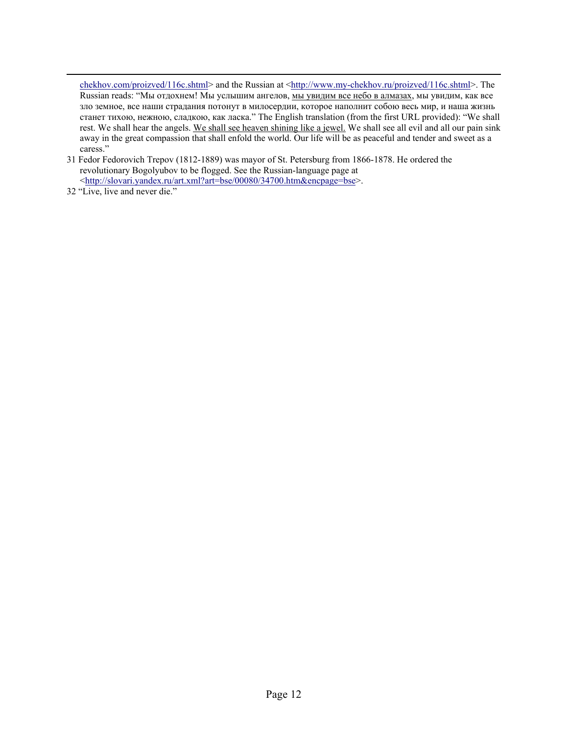chekhov.com/proizved/116c.shtml> and the Russian at <http://www.my-chekhov.ru/proizved/116c.shtml>. The Russian reads: "Мы отдохнем! Мы услышим ангелов, <u>мы увидим все небо в алмазах</u>, мы увидим, как все зло земное, все наши страдания потонут в милосердии, которое наполнит собою весь мир, и наша жизнь станет тихою, нежною, сладкою, как ласка." The English translation (from the first URL provided): "We shall rest. We shall hear the angels. <u>We shall see heaven shining like a jewel.</u> We shall see all evil and all our pain sink away in the great compassion that shall enfold the world. Our life will be as peaceful and tender and sweet as a caress."

31 Fedor Fedorovich Trepov (1812-1889) was mayor of St. Petersburg from 1866-1878. He ordered the revolutionary Bogolyubov to be flogged. See the Russian-language page at <http://slovari.yandex.ru/art.xml?art=bse/00080/34700.htm&encpage=bse>.

32 "Live, live and never die."